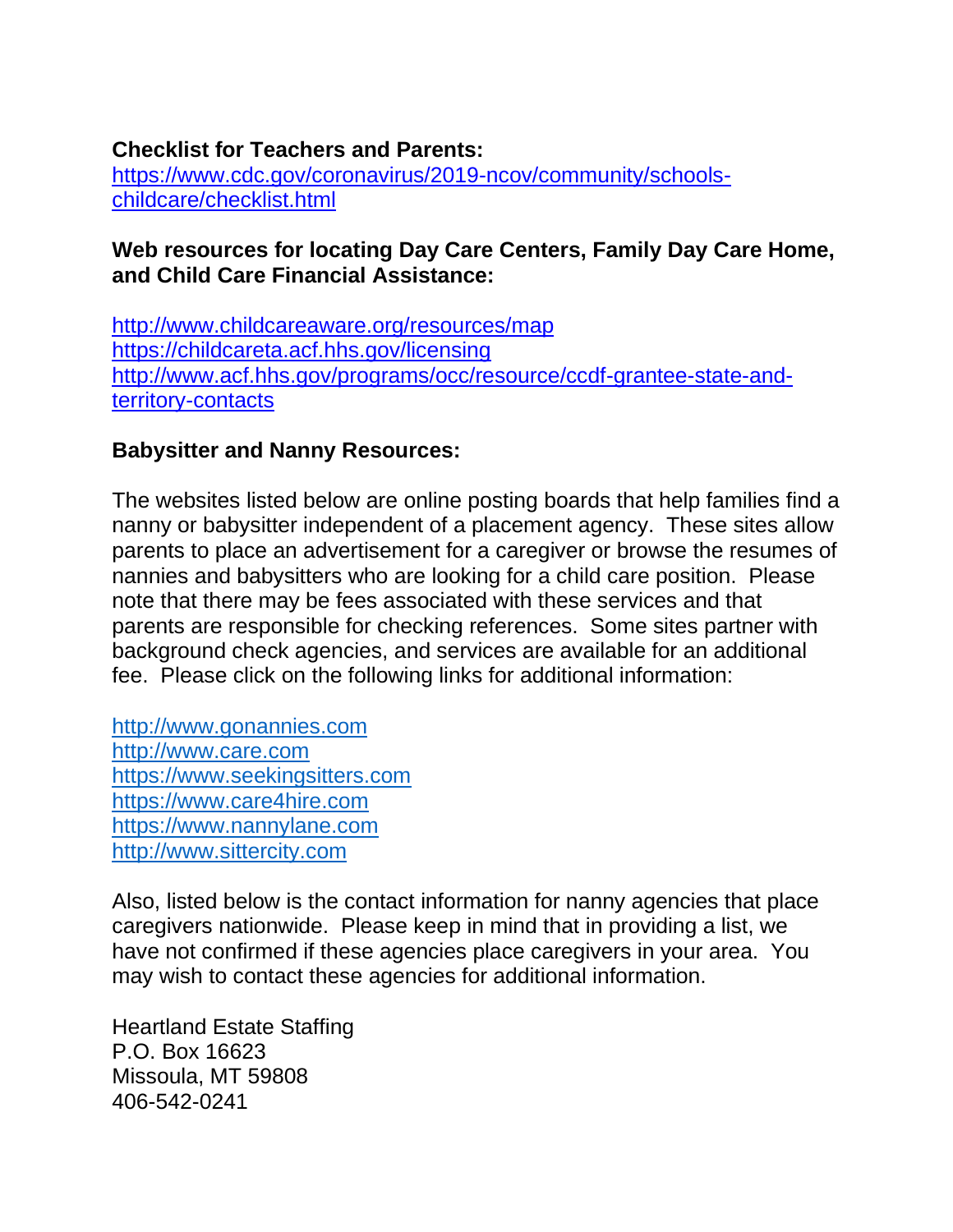**Checklist for Teachers and Parents:**
https://www.cdc.gov/coronavirus/2019-ncov/community/schools-childcare/checklist.html

**Web resources for locating Day Care Centers, Family Day Care Home, and Child Care Financial Assistance:**

http://www.childcareaware.org/resources/map
https://childcareta.acf.hhs.gov/licensing
http://www.acf.hhs.gov/programs/occ/resource/ccdf-grantee-state-and-territory-contacts

**Babysitter and Nanny Resources:**

The websites listed below are online posting boards that help families find a nanny or babysitter independent of a placement agency. These sites allow parents to place an advertisement for a caregiver or browse the resumes of nannies and babysitters who are looking for a child care position. Please note that there may be fees associated with these services and that parents are responsible for checking references. Some sites partner with background check agencies, and services are available for an additional fee. Please click on the following links for additional information:

http://www.gonannies.com
http://www.care.com
https://www.seekingsitters.com
https://www.care4hire.com
https://www.nannylane.com
http://www.sittercity.com

Also, listed below is the contact information for nanny agencies that place caregivers nationwide. Please keep in mind that in providing a list, we have not confirmed if these agencies place caregivers in your area. You may wish to contact these agencies for additional information.

Heartland Estate Staffing
P.O. Box 16623
Missoula, MT 59808
406-542-0241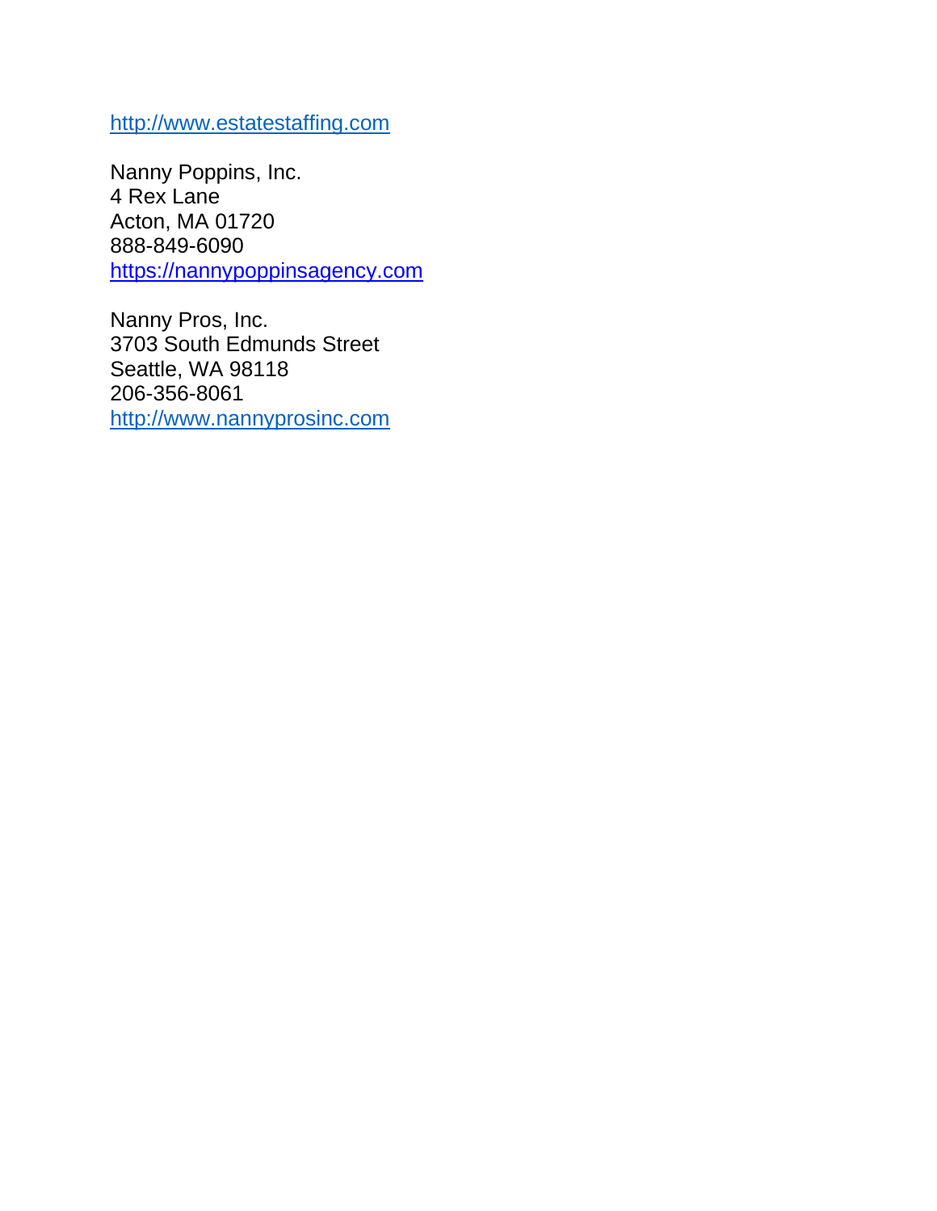http://www.estatestaffing.com

Nanny Poppins, Inc.
4 Rex Lane
Acton, MA 01720
888-849-6090
https://nannypoppinsagency.com

Nanny Pros, Inc.
3703 South Edmunds Street
Seattle, WA 98118
206-356-8061
http://www.nannyprosinc.com